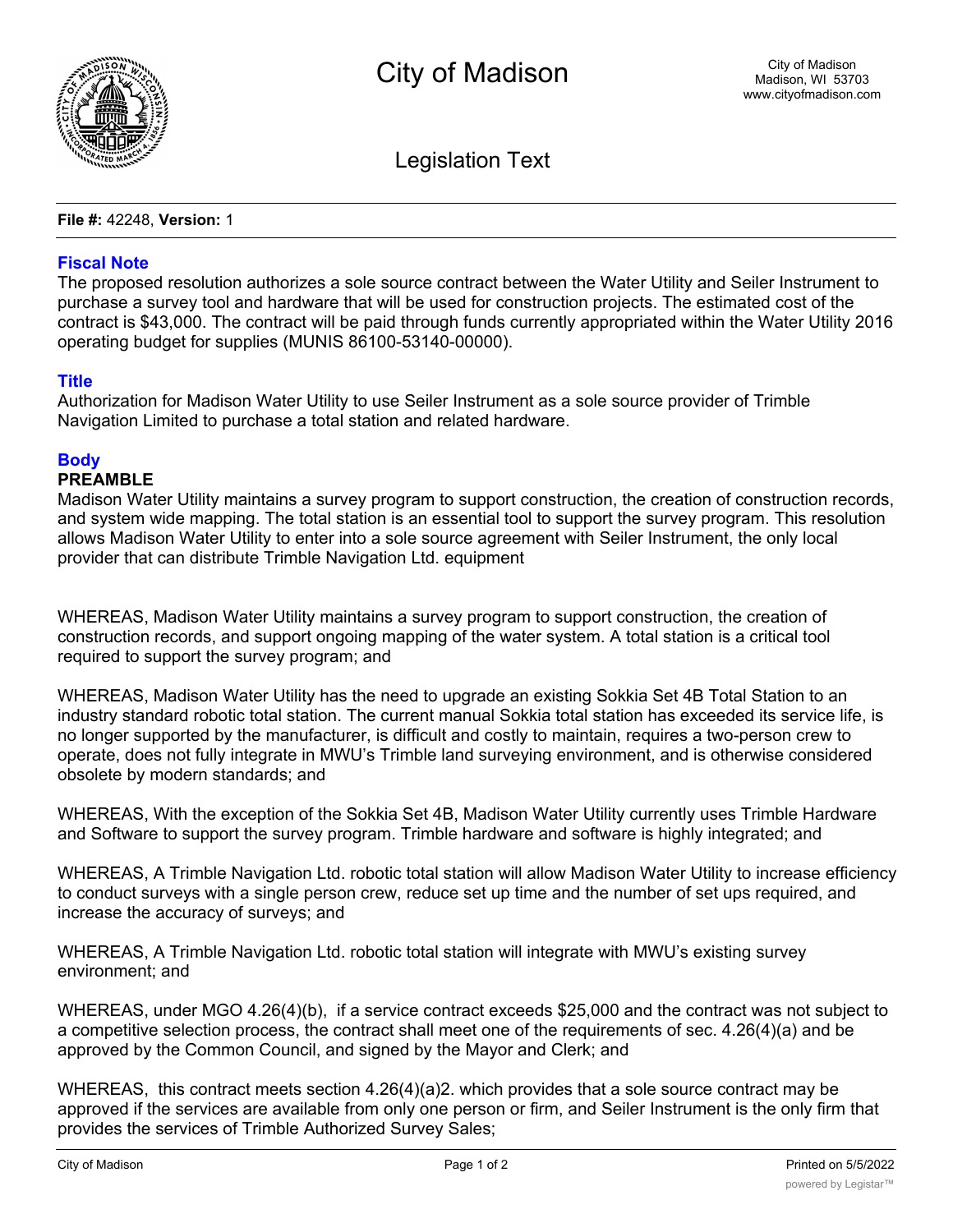# City of Madison

City of Madison
Madison, WI 53703
www.cityofmadison.com

## Legislation Text

**File #:** 42248, **Version:** 1

### Fiscal Note

The proposed resolution authorizes a sole source contract between the Water Utility and Seiler Instrument to purchase a survey tool and hardware that will be used for construction projects. The estimated cost of the contract is $43,000. The contract will be paid through funds currently appropriated within the Water Utility 2016 operating budget for supplies (MUNIS 86100-53140-00000).

### Title

Authorization for Madison Water Utility to use Seiler Instrument as a sole source provider of Trimble Navigation Limited to purchase a total station and related hardware.

### Body

**PREAMBLE**

Madison Water Utility maintains a survey program to support construction, the creation of construction records, and system wide mapping. The total station is an essential tool to support the survey program. This resolution allows Madison Water Utility to enter into a sole source agreement with Seiler Instrument, the only local provider that can distribute Trimble Navigation Ltd. equipment

WHEREAS, Madison Water Utility maintains a survey program to support construction, the creation of construction records, and support ongoing mapping of the water system. A total station is a critical tool required to support the survey program; and

WHEREAS, Madison Water Utility has the need to upgrade an existing Sokkia Set 4B Total Station to an industry standard robotic total station. The current manual Sokkia total station has exceeded its service life, is no longer supported by the manufacturer, is difficult and costly to maintain, requires a two-person crew to operate, does not fully integrate in MWU's Trimble land surveying environment, and is otherwise considered obsolete by modern standards; and

WHEREAS, With the exception of the Sokkia Set 4B, Madison Water Utility currently uses Trimble Hardware and Software to support the survey program. Trimble hardware and software is highly integrated; and

WHEREAS, A Trimble Navigation Ltd. robotic total station will allow Madison Water Utility to increase efficiency to conduct surveys with a single person crew, reduce set up time and the number of set ups required, and increase the accuracy of surveys; and

WHEREAS, A Trimble Navigation Ltd. robotic total station will integrate with MWU's existing survey environment; and

WHEREAS, under MGO 4.26(4)(b), if a service contract exceeds $25,000 and the contract was not subject to a competitive selection process, the contract shall meet one of the requirements of sec. 4.26(4)(a) and be approved by the Common Council, and signed by the Mayor and Clerk; and

WHEREAS, this contract meets section 4.26(4)(a)2. which provides that a sole source contract may be approved if the services are available from only one person or firm, and Seiler Instrument is the only firm that provides the services of Trimble Authorized Survey Sales;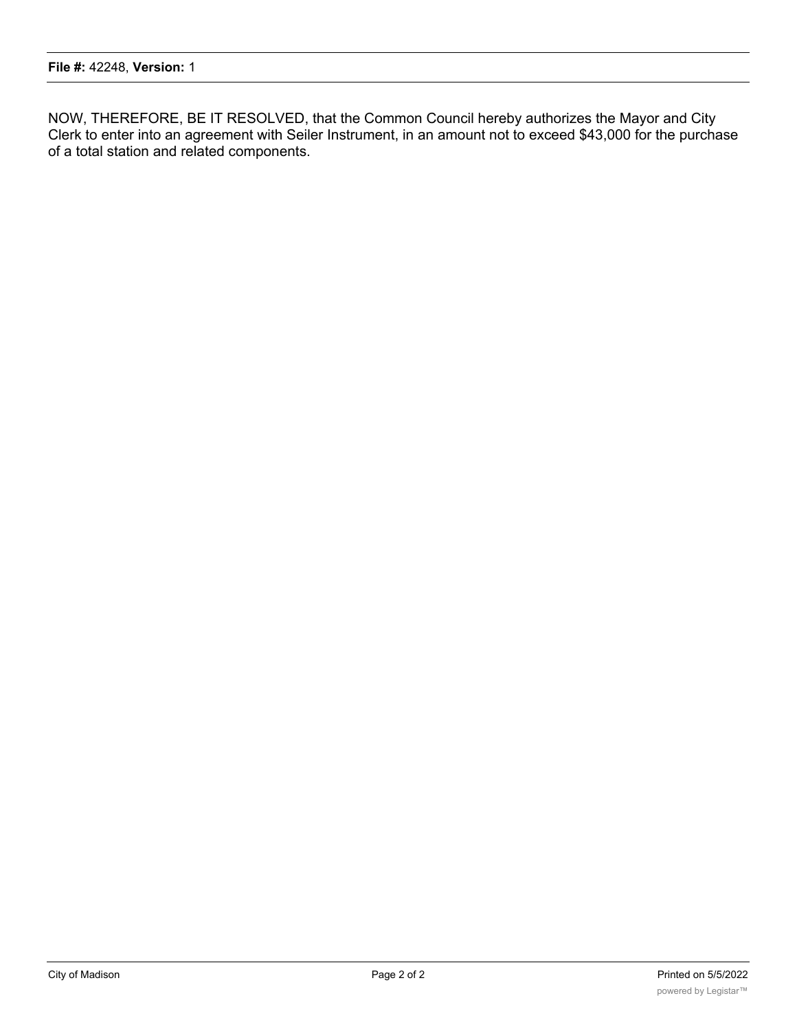NOW, THEREFORE, BE IT RESOLVED, that the Common Council hereby authorizes the Mayor and City Clerk to enter into an agreement with Seiler Instrument, in an amount not to exceed $43,000 for the purchase of a total station and related components.